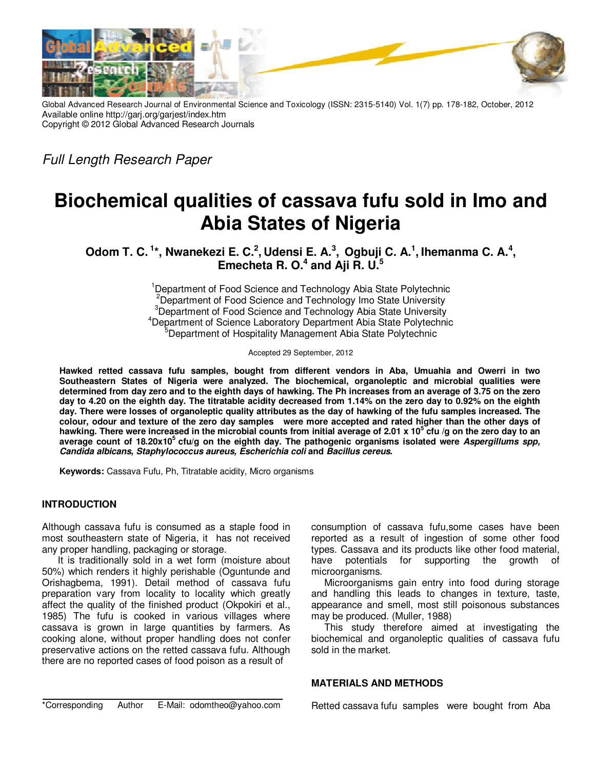Global Advanced Research Journal of Environmental Science and Toxicology (ISSN: 2315-5140) Vol. 1(7) pp. 178-182, October, 2012
Available online http://garj.org/garjest/index.htm
Copyright © 2012 Global Advanced Research Journals

*Full Length Research Paper*

# Biochemical qualities of cassava fufu sold in Imo and Abia States of Nigeria

**Odom T. C.[1]\*, Nwanekezi E. C.[2], Udensi E. A.[3], Ogbuji C. A.[1], Ihemanma C. A.[4], Emecheta R. O.[4] and Aji R. U.[5]**

[1]Department of Food Science and Technology Abia State Polytechnic
[2]Department of Food Science and Technology Imo State University
[3]Department of Food Science and Technology Abia State University
[4]Department of Science Laboratory Department Abia State Polytechnic
[5]Department of Hospitality Management Abia State Polytechnic

Accepted 29 September, 2012

**Hawked retted cassava fufu samples, bought from different vendors in Aba, Umuahia and Owerri in two Southeastern States of Nigeria were analyzed. The biochemical, organoleptic and microbial qualities were determined from day zero and to the eighth days of hawking. The Ph increases from an average of 3.75 on the zero day to 4.20 on the eighth day. The titratable acidity decreased from 1.14% on the zero day to 0.92% on the eighth day. There were losses of organoleptic quality attributes as the day of hawking of the fufu samples increased. The colour, odour and texture of the zero day samples were more accepted and rated higher than the other days of hawking. There were increased in the microbial counts from initial average of 2.01 x $10^5$ cfu /g on the zero day to an average count of 18.20x$10^5$ cfu/g on the eighth day. The pathogenic organisms isolated were *Aspergillums spp, Candida albicans, Staphylococcus aureus, Escherichia coli* and *Bacillus cereus*.**

**Keywords:** Cassava Fufu, Ph, Titratable acidity, Micro organisms

## INTRODUCTION

Although cassava fufu is consumed as a staple food in most southeastern state of Nigeria, it has not received any proper handling, packaging or storage.

It is traditionally sold in a wet form (moisture about 50%) which renders it highly perishable (Oguntunde and Orishagbema, 1991). Detail method of cassava fufu preparation vary from locality to locality which greatly affect the quality of the finished product (Okpokiri et al., 1985) The fufu is cooked in various villages where cassava is grown in large quantities by farmers. As cooking alone, without proper handling does not confer preservative actions on the retted cassava fufu. Although there are no reported cases of food poison as a result of consumption of cassava fufu,some cases have been reported as a result of ingestion of some other food types. Cassava and its products like other food material, have potentials for supporting the growth of microorganisms.

Microorganisms gain entry into food during storage and handling this leads to changes in texture, taste, appearance and smell, most still poisonous substances may be produced. (Muller, 1988)

This study therefore aimed at investigating the biochemical and organoleptic qualities of cassava fufu sold in the market.

## MATERIALS AND METHODS

Retted cassava fufu samples were bought from Aba

\*Corresponding Author E-Mail: odomtheo@yahoo.com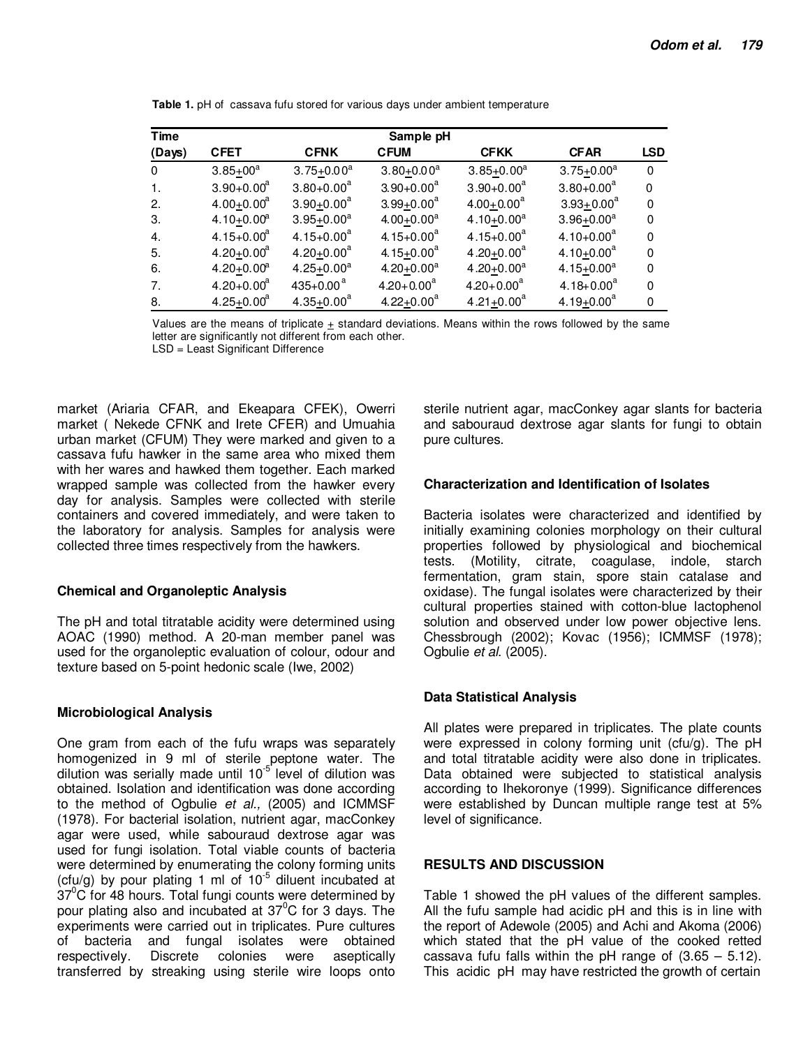**Table 1.** pH of cassava fufu stored for various days under ambient temperature

| Time (Days) | Sample pH | | | | | LSD |
|---|---|---|---|---|---|---|
| | CFET | CFNK | CFUM | CFKK | CFAR | |
| 0 | $3.85 \pm 00^{a}$ | $3.75 \pm 0.00^{a}$ | $3.80 \pm 0.00^{a}$ | $3.85 \pm 0.00^{a}$ | $3.75 \pm 0.00^{a}$ | 0 |
| 1. | $3.90+0.00^{a}$ | $3.80+0.00^{a}$ | $3.90+0.00^{a}$ | $3.90+0.00^{a}$ | $3.80+0.00^{a}$ | 0 |
| 2. | $4.00 \pm 0.00^{a}$ | $3.90 \pm 0.00^{a}$ | $3.99 \pm 0.00^{a}$ | $4.00 \pm 0.00^{a}$ | $3.93 \pm 0.00^{a}$ | 0 |
| 3. | $4.10 \pm 0.00^{a}$ | $3.95 \pm 0.00^{a}$ | $4.00 \pm 0.00^{a}$ | $4.10 \pm 0.00^{a}$ | $3.96 \pm 0.00^{a}$ | 0 |
| 4. | $4.15+0.00^{a}$ | $4.15+0.00^{a}$ | $4.15 \pm 0.00^{a}$ | $4.15+0.00^{a}$ | $4.10+0.00^{a}$ | 0 |
| 5. | $4.20 \pm 0.00^{a}$ | $4.20 \pm 0.00^{a}$ | $4.15 \pm 0.00^{a}$ | $4.20 \pm 0.00^{a}$ | $4.10 \pm 0.00^{a}$ | 0 |
| 6. | $4.20 \pm 0.00^{a}$ | $4.25 \pm 0.00^{a}$ | $4.20 \pm 0.00^{a}$ | $4.20 \pm 0.00^{a}$ | $4.15 \pm 0.00^{a}$ | 0 |
| 7. | $4.20+0.00^{a}$ | $435+0.00^{a}$ | $4.20+0.00^{a}$ | $4.20+0.00^{a}$ | $4.18+0.00^{a}$ | 0 |
| 8. | $4.25 \pm 0.00^{a}$ | $4.35 \pm 0.00^{a}$ | $4.22 \pm 0.00^{a}$ | $4.21 \pm 0.00^{a}$ | $4.19 \pm 0.00^{a}$ | 0 |

Values are the means of triplicate ± standard deviations. Means within the rows followed by the same letter are significantly not different from each other.
LSD = Least Significant Difference

market (Ariaria CFAR, and Ekeapara CFEK), Owerri market ( Nekede CFNK and Irete CFER) and Umuahia urban market (CFUM) They were marked and given to a cassava fufu hawker in the same area who mixed them with her wares and hawked them together. Each marked wrapped sample was collected from the hawker every day for analysis. Samples were collected with sterile containers and covered immediately, and were taken to the laboratory for analysis. Samples for analysis were collected three times respectively from the hawkers.

### Chemical and Organoleptic Analysis

The pH and total titratable acidity were determined using AOAC (1990) method. A 20-man member panel was used for the organoleptic evaluation of colour, odour and texture based on 5-point hedonic scale (Iwe, 2002)

### Microbiological Analysis

One gram from each of the fufu wraps was separately homogenized in 9 ml of sterile peptone water. The dilution was serially made until $10^{-5}$ level of dilution was obtained. Isolation and identification was done according to the method of Ogbulie *et al.,* (2005) and ICMMSF (1978). For bacterial isolation, nutrient agar, macConkey agar were used, while sabouraud dextrose agar was used for fungi isolation. Total viable counts of bacteria were determined by enumerating the colony forming units (cfu/g) by pour plating 1 ml of $10^{-5}$ diluent incubated at $37^{0}$C for 48 hours. Total fungi counts were determined by pour plating also and incubated at $37^{0}$C for 3 days. The experiments were carried out in triplicates. Pure cultures of bacteria and fungal isolates were obtained respectively. Discrete colonies were aseptically transferred by streaking using sterile wire loops onto sterile nutrient agar, macConkey agar slants for bacteria and sabouraud dextrose agar slants for fungi to obtain pure cultures.

### Characterization and Identification of Isolates

Bacteria isolates were characterized and identified by initially examining colonies morphology on their cultural properties followed by physiological and biochemical tests. (Motility, citrate, coagulase, indole, starch fermentation, gram stain, spore stain catalase and oxidase). The fungal isolates were characterized by their cultural properties stained with cotton-blue lactophenol solution and observed under low power objective lens. Chessbrough (2002); Kovac (1956); ICMMSF (1978); Ogbulie *et al.* (2005).

### Data Statistical Analysis

All plates were prepared in triplicates. The plate counts were expressed in colony forming unit (cfu/g). The pH and total titratable acidity were also done in triplicates. Data obtained were subjected to statistical analysis according to Ihekoronye (1999). Significance differences were established by Duncan multiple range test at 5% level of significance.

## RESULTS AND DISCUSSION

Table 1 showed the pH values of the different samples. All the fufu sample had acidic pH and this is in line with the report of Adewole (2005) and Achi and Akoma (2006) which stated that the pH value of the cooked retted cassava fufu falls within the pH range of (3.65 – 5.12). This acidic pH may have restricted the growth of certain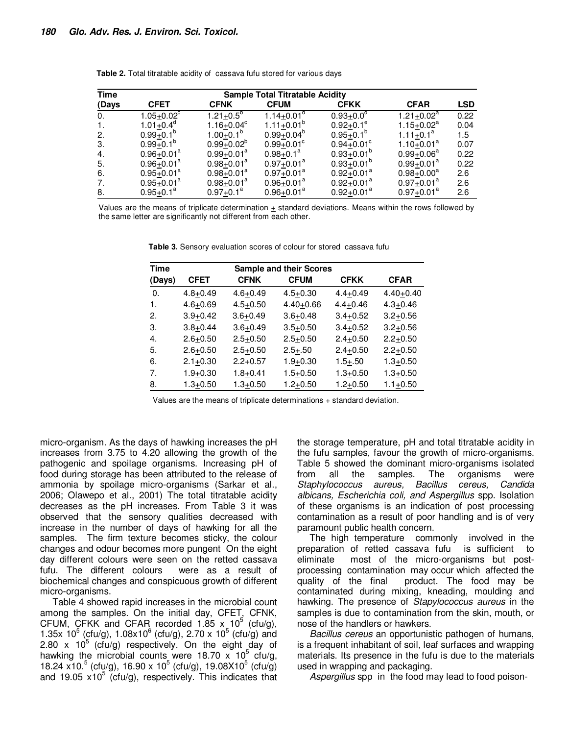**Table 2.** Total titratable acidity of cassava fufu stored for various days

| Time (Days | Sample Total Titratable Acidity | | | | | |
|---|---|---|---|---|---|---|
| | CFET | CFNK | CFUM | CFKK | CFAR | LSD |
| 0. | $1.05 \pm 0.02^c$ | $1.21 \pm 0.5^b$ | $1.14 \pm 0.01^d$ | $0.93 \pm 0.0^d$ | $1.21 \pm 0.02^a$ | 0.22 |
| 1. | $1.01 \pm 0.4^d$ | $1.16 \pm 0.04^c$ | $1.11 \pm 0.01^b$ | $0.92 \pm 0.1^e$ | $1.15 \pm 0.02^a$ | 0.04 |
| 2. | $0.99 \pm 0.1^b$ | $1.00 \pm 0.1^b$ | $0.99 \pm 0.04^b$ | $0.95 \pm 0.1^b$ | $1.11 \pm 0.1^a$ | 1.5 |
| 3. | $0.99 \pm 0.1^b$ | $0.99 \pm 0.02^b$ | $0.99 \pm 0.01^c$ | $0.94 \pm 0.01^c$ | $1.10 \pm 0.01^a$ | 0.07 |
| 4. | $0.96 \pm 0.01^a$ | $0.99 \pm 0.01^a$ | $0.98 \pm 0.1^a$ | $0.93 \pm 0.01^b$ | $0.99 \pm 0.06^a$ | 0.22 |
| 5. | $0.96 \pm 0.01^a$ | $0.98 \pm 0.01^a$ | $0.97 \pm 0.01^a$ | $0.93 \pm 0.01^b$ | $0.99 \pm 0.01^a$ | 0.22 |
| 6. | $0.95 \pm 0.01^a$ | $0.98 \pm 0.01^a$ | $0.97 \pm 0.01^a$ | $0.92 \pm 0.01^a$ | $0.98 \pm 0.00^a$ | 2.6 |
| 7. | $0.95 \pm 0.01^a$ | $0.98 \pm 0.01^a$ | $0.96 \pm 0.01^a$ | $0.92 \pm 0.01^a$ | $0.97 \pm 0.01^a$ | 2.6 |
| 8. | $0.95 \pm 0.1^a$ | $0.97 \pm 0.1^a$ | $0.96 \pm 0.01^a$ | $0.92 \pm 0.01^a$ | $0.97 \pm 0.01^a$ | 2.6 |

Values are the means of triplicate determination ± standard deviations. Means within the rows followed by the same letter are significantly not different from each other.

**Table 3.** Sensory evaluation scores of colour for stored cassava fufu

| Time (Days) | Sample and their Scores | | | | |
|---|---|---|---|---|---|
| | CFET | CFNK | CFUM | CFKK | CFAR |
| 0. | 4.8±0.49 | 4.6±0.49 | 4.5±0.30 | 4.4±0.49 | 4.40±0.40 |
| 1. | 4.6±0.69 | 4.5±0.50 | 4.40±0.66 | 4.4±0.46 | 4.3±0.46 |
| 2. | 3.9±0.42 | 3.6±0.49 | 3.6±0.48 | 3.4±0.52 | 3.2±0.56 |
| 3. | 3.8±0.44 | 3.6±0.49 | 3.5±0.50 | 3.4±0.52 | 3.2±0.56 |
| 4. | 2.6±0.50 | 2.5±0.50 | 2.5±0.50 | 2.4±0.50 | 2.2±0.50 |
| 5. | 2.6±0.50 | 2.5±0.50 | 2.5±.50 | 2.4±0.50 | 2.2±0.50 |
| 6. | 2.1±0.30 | 2.2+0.57 | 1.9±0.30 | 1.5±.50 | 1.3±0.50 |
| 7. | 1.9±0.30 | 1.8±0.41 | 1.5±0.50 | 1.3±0.50 | 1.3±0.50 |
| 8. | 1.3±0.50 | 1.3±0.50 | 1.2±0.50 | 1.2±0.50 | 1.1±0.50 |

Values are the means of triplicate determinations ± standard deviation.

micro-organism. As the days of hawking increases the pH increases from 3.75 to 4.20 allowing the growth of the pathogenic and spoilage organisms. Increasing pH of food during storage has been attributed to the release of ammonia by spoilage micro-organisms (Sarkar et al., 2006; Olawepo et al., 2001) The total titratable acidity decreases as the pH increases. From Table 3 it was observed that the sensory qualities decreased with increase in the number of days of hawking for all the samples. The firm texture becomes sticky, the colour changes and odour becomes more pungent On the eight day different colours were seen on the retted cassava fufu. The different colours were as a result of biochemical changes and conspicuous growth of different micro-organisms.

Table 4 showed rapid increases in the microbial count among the samples. On the initial day, CFET, CFNK, CFUM, CFKK and CFAR recorded $1.85 \times 10^5$ (cfu/g), $1.35 \times 10^5$ (cfu/g), $1.08 \times 10^6$ (cfu/g), $2.70 \times 10^5$ (cfu/g) and $2.80 \times 10^5$ (cfu/g) respectively. On the eight day of hawking the microbial counts were $18.70 \times 10^5$ cfu/g, $18.24 \times 10^5$. (cfu/g), $16.90 \times 10^5$ (cfu/g), $19.08 \times 10^5$ (cfu/g) and $19.05 \times 10^5$ (cfu/g), respectively. This indicates that the storage temperature, pH and total titratable acidity in the fufu samples, favour the growth of micro-organisms. Table 5 showed the dominant micro-organisms isolated from all the samples. The organisms were *Staphylococcus aureus, Bacillus cereus, Candida albicans, Escherichia coli, and Aspergillus* spp. Isolation of these organisms is an indication of post processing contamination as a result of poor handling and is of very paramount public health concern.

The high temperature commonly involved in the preparation of retted cassava fufu is sufficient to eliminate most of the micro-organisms but post-processing contamination may occur which affected the quality of the final product. The food may be contaminated during mixing, kneading, moulding and hawking. The presence of *Stapylococcus aureus* in the samples is due to contamination from the skin, mouth, or nose of the handlers or hawkers.

*Bacillus cereus* an opportunistic pathogen of humans, is a frequent inhabitant of soil, leaf surfaces and wrapping materials. Its presence in the fufu is due to the materials used in wrapping and packaging.

*Aspergillus* spp in the food may lead to food poison-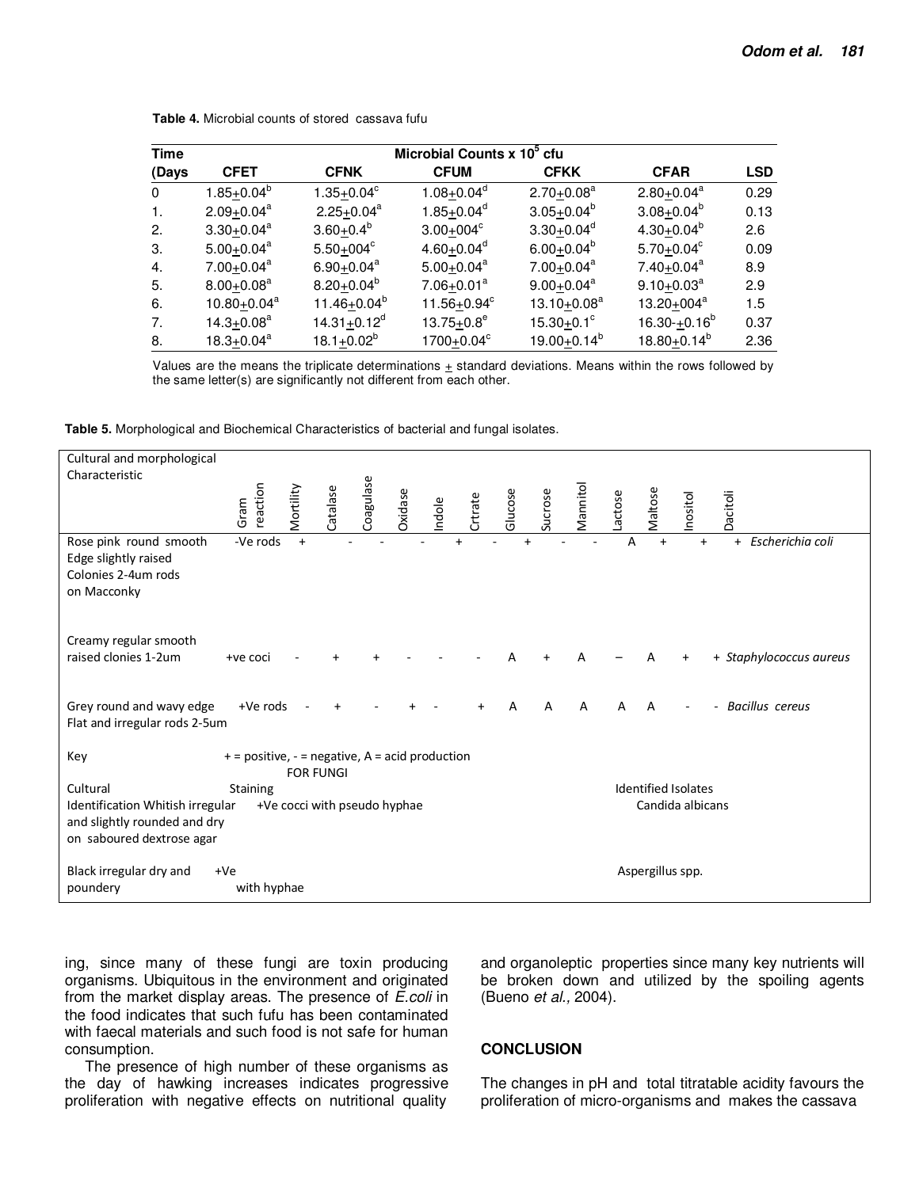**Table 4.** Microbial counts of stored cassava fufu

| Time (Days | CFET | CFNK | CFUM | CFKK | CFAR | LSD |
|---|---|---|---|---|---|---|
| | Microbial Counts x $10^5$ cfu | | | | | |
| 0 | $1.85 \pm 0.04^{b}$ | $1.35 \pm 0.04^{c}$ | $1.08 \pm 0.04^{d}$ | $2.70 \pm 0.08^{a}$ | $2.80 \pm 0.04^{a}$ | 0.29 |
| 1. | $2.09 \pm 0.04^{a}$ | $2.25 \pm 0.04^{a}$ | $1.85 \pm 0.04^{d}$ | $3.05 \pm 0.04^{b}$ | $3.08 \pm 0.04^{b}$ | 0.13 |
| 2. | $3.30 \pm 0.04^{a}$ | $3.60 \pm 0.4^{b}$ | $3.00 \pm 004^{c}$ | $3.30 \pm 0.04^{d}$ | $4.30 \pm 0.04^{b}$ | 2.6 |
| 3. | $5.00 \pm 0.04^{a}$ | $5.50 \pm 004^{c}$ | $4.60 \pm 0.04^{d}$ | $6.00 \pm 0.04^{b}$ | $5.70 \pm 0.04^{c}$ | 0.09 |
| 4. | $7.00 \pm 0.04^{a}$ | $6.90 \pm 0.04^{a}$ | $5.00 \pm 0.04^{a}$ | $7.00 \pm 0.04^{a}$ | $7.40 \pm 0.04^{a}$ | 8.9 |
| 5. | $8.00 \pm 0.08^{a}$ | $8.20 \pm 0.04^{b}$ | $7.06 \pm 0.01^{a}$ | $9.00 \pm 0.04^{a}$ | $9.10 \pm 0.03^{a}$ | 2.9 |
| 6. | $10.80 \pm 0.04^{a}$ | $11.46 \pm 0.04^{b}$ | $11.56 \pm 0.94^{c}$ | $13.10 \pm 0.08^{a}$ | $13.20 \pm 004^{a}$ | 1.5 |
| 7. | $14.3 \pm 0.08^{a}$ | $14.31 \pm 0.12^{d}$ | $13.75 \pm 0.8^{e}$ | $15.30 \pm 0.1^{c}$ | $16.30 - \pm 0.16^{b}$ | 0.37 |
| 8. | $18.3 \pm 0.04^{a}$ | $18.1 \pm 0.02^{b}$ | $1700 \pm 0.04^{c}$ | $19.00 \pm 0.14^{b}$ | $18.80 \pm 0.14^{b}$ | 2.36 |

Values are the means the triplicate determinations ± standard deviations. Means within the rows followed by the same letter(s) are significantly not different from each other.

**Table 5.** Morphological and Biochemical Characteristics of bacterial and fungal isolates.

| Cultural and morphological Characteristic | Gram reaction | Mortility | Catalase | Coagulase | Oxidase | Indole | Crtrate | Glucose | Sucrose | Mannitol | Lactose | Maltose | Inositol | Dacitoli | |
|---|---|---|---|---|---|---|---|---|---|---|---|---|---|---|---|
| Rose pink round smooth Edge slightly raised Colonies 2-4um rods on Macconky | -Ve rods | + | - | - | - | + | - | + | - | - | A | + | + | + | *Escherichia coli* |
| Creamy regular smooth raised clonies 1-2um | +ve coci | - | + | + | - | - | - | A | + | A | – | A | + | + | *Staphylococcus aureus* |
| Grey round and wavy edge Flat and irregular rods 2-5um | +Ve rods | - | + | - | + | - | + | A | A | A | A | A | - | - | *Bacillus cereus* |

Key + = positive, - = negative, A = acid production

FOR FUNGI

| Cultural Identification | Staining | Identified Isolates |
|---|---|---|
| Whitish irregular and slightly rounded and dry on saboured dextrose agar | +Ve cocci with pseudo hyphae | Candida albicans |
| Black irregular dry and poundery | +Ve with hyphae | Aspergillus spp. |

ing, since many of these fungi are toxin producing organisms. Ubiquitous in the environment and originated from the market display areas. The presence of *E.coli* in the food indicates that such fufu has been contaminated with faecal materials and such food is not safe for human consumption.

The presence of high number of these organisms as the day of hawking increases indicates progressive proliferation with negative effects on nutritional quality and organoleptic properties since many key nutrients will be broken down and utilized by the spoiling agents (Bueno *et al.,* 2004).

## CONCLUSION

The changes in pH and total titratable acidity favours the proliferation of micro-organisms and makes the cassava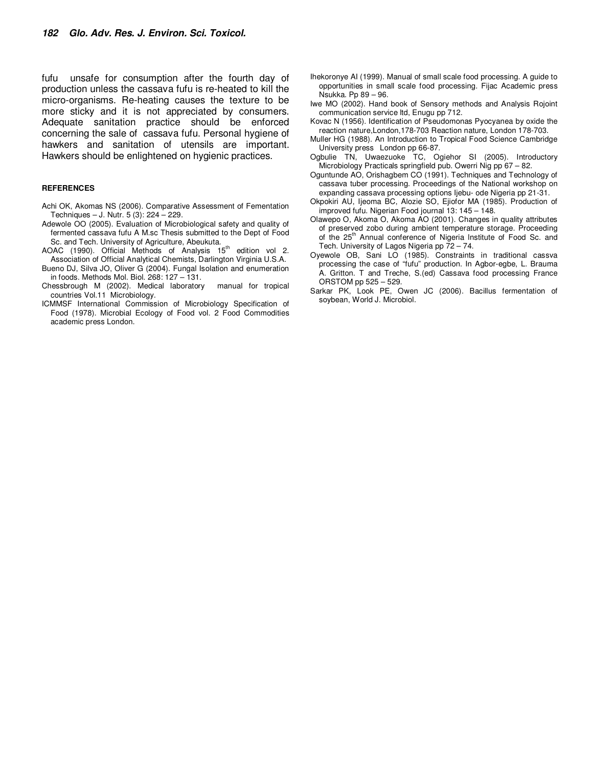fufu unsafe for consumption after the fourth day of production unless the cassava fufu is re-heated to kill the micro-organisms. Re-heating causes the texture to be more sticky and it is not appreciated by consumers. Adequate sanitation practice should be enforced concerning the sale of cassava fufu. Personal hygiene of hawkers and sanitation of utensils are important. Hawkers should be enlightened on hygienic practices.

## REFERENCES

Achi OK, Akomas NS (2006). Comparative Assessment of Fementation Techniques – J. Nutr. 5 (3): 224 – 229.

Adewole OO (2005). Evaluation of Microbiological safety and quality of fermented cassava fufu A M.sc Thesis submitted to the Dept of Food Sc. and Tech. University of Agriculture, Abeukuta.

AOAC (1990). Official Methods of Analysis 15th edition vol 2. Association of Official Analytical Chemists, Darlington Virginia U.S.A.

Bueno DJ, Silva JO, Oliver G (2004). Fungal Isolation and enumeration in foods. Methods Mol. Biol. 268: 127 – 131.

Chessbrough M (2002). Medical laboratory manual for tropical countries Vol.11 Microbiology.

ICMMSF International Commission of Microbiology Specification of Food (1978). Microbial Ecology of Food vol. 2 Food Commodities academic press London.

Ihekoronye AI (1999). Manual of small scale food processing. A guide to opportunities in small scale food processing. Fijac Academic press Nsukka. Pp 89 – 96.

Iwe MO (2002). Hand book of Sensory methods and Analysis Rojoint communication service ltd, Enugu pp 712.

Kovac N (1956). Identification of Pseudomonas Pyocyanea by oxide the reaction nature,London,178-703 Reaction nature, London 178-703.

Muller HG (1988). An Introduction to Tropical Food Science Cambridge University press London pp 66-87.

Ogbulie TN, Uwaezuoke TC, Ogiehor SI (2005). Introductory Microbiology Practicals springfield pub. Owerri Nig pp 67 – 82.

Oguntunde AO, Orishagbem CO (1991). Techniques and Technology of cassava tuber processing. Proceedings of the National workshop on expanding cassava processing options Ijebu- ode Nigeria pp 21-31.

Okpokiri AU, Ijeoma BC, Alozie SO, Ejiofor MA (1985). Production of improved fufu. Nigerian Food journal 13: 145 – 148.

Olawepo O, Akoma O, Akoma AO (2001). Changes in quality attributes of preserved zobo during ambient temperature storage. Proceeding of the 25th Annual conference of Nigeria Institute of Food Sc. and Tech. University of Lagos Nigeria pp 72 – 74.

Oyewole OB, Sani LO (1985). Constraints in traditional cassva processing the case of "fufu" production. In Agbor-egbe, L. Brauma A. Gritton. T and Treche, S.(ed) Cassava food processing France ORSTOM pp 525 – 529.

Sarkar PK, Look PE, Owen JC (2006). Bacillus fermentation of soybean, World J. Microbiol.